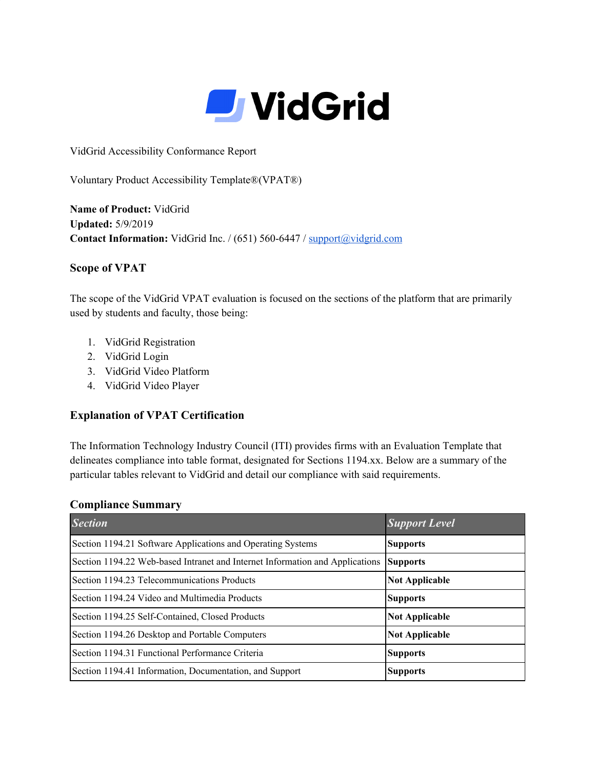# VidGrid

VidGrid Accessibility Conformance Report

Voluntary Product Accessibility Template®(VPAT®)

**Name of Product:** VidGrid
**Updated:** 5/9/2019
**Contact Information:** VidGrid Inc. / (651) 560-6447 / support@vidgrid.com

### Scope of VPAT

The scope of the VidGrid VPAT evaluation is focused on the sections of the platform that are primarily used by students and faculty, those being:

1. VidGrid Registration
2. VidGrid Login
3. VidGrid Video Platform
4. VidGrid Video Player

### Explanation of VPAT Certification

The Information Technology Industry Council (ITI) provides firms with an Evaluation Template that delineates compliance into table format, designated for Sections 1194.xx. Below are a summary of the particular tables relevant to VidGrid and detail our compliance with said requirements.

### Compliance Summary

| *Section* | *Support Level* |
|---|---|
| Section 1194.21 Software Applications and Operating Systems | **Supports** |
| Section 1194.22 Web-based Intranet and Internet Information and Applications | **Supports** |
| Section 1194.23 Telecommunications Products | **Not Applicable** |
| Section 1194.24 Video and Multimedia Products | **Supports** |
| Section 1194.25 Self-Contained, Closed Products | **Not Applicable** |
| Section 1194.26 Desktop and Portable Computers | **Not Applicable** |
| Section 1194.31 Functional Performance Criteria | **Supports** |
| Section 1194.41 Information, Documentation, and Support | **Supports** |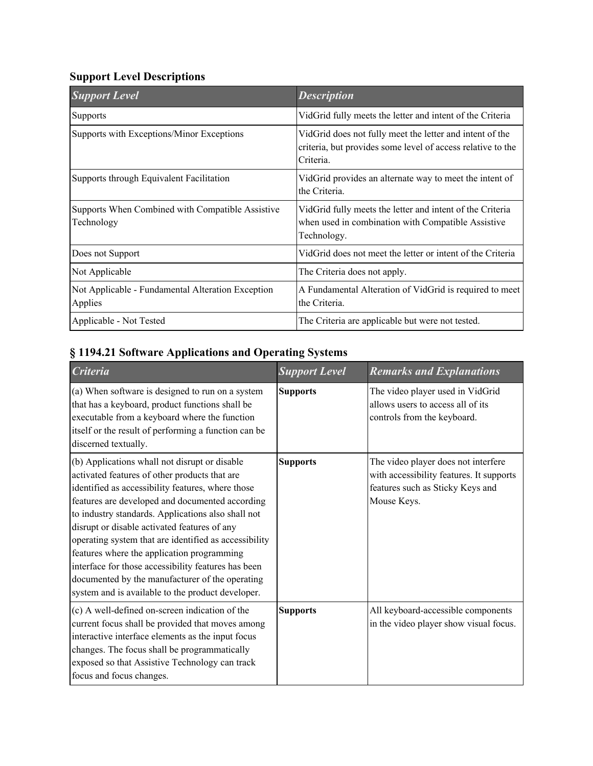## Support Level Descriptions

| *Support Level* | *Description* |
|---|---|
| Supports | VidGrid fully meets the letter and intent of the Criteria |
| Supports with Exceptions/Minor Exceptions | VidGrid does not fully meet the letter and intent of the criteria, but provides some level of access relative to the Criteria. |
| Supports through Equivalent Facilitation | VidGrid provides an alternate way to meet the intent of the Criteria. |
| Supports When Combined with Compatible Assistive Technology | VidGrid fully meets the letter and intent of the Criteria when used in combination with Compatible Assistive Technology. |
| Does not Support | VidGrid does not meet the letter or intent of the Criteria |
| Not Applicable | The Criteria does not apply. |
| Not Applicable - Fundamental Alteration Exception Applies | A Fundamental Alteration of VidGrid is required to meet the Criteria. |
| Applicable - Not Tested | The Criteria are applicable but were not tested. |

## § 1194.21 Software Applications and Operating Systems

| *Criteria* | *Support Level* | *Remarks and Explanations* |
|---|---|---|
| (a) When software is designed to run on a system that has a keyboard, product functions shall be executable from a keyboard where the function itself or the result of performing a function can be discerned textually. | **Supports** | The video player used in VidGrid allows users to access all of its controls from the keyboard. |
| (b) Applications whall not disrupt or disable activated features of other products that are identified as accessibility features, where those features are developed and documented according to industry standards. Applications also shall not disrupt or disable activated features of any operating system that are identified as accessibility features where the application programming interface for those accessibility features has been documented by the manufacturer of the operating system and is available to the product developer. | **Supports** | The video player does not interfere with accessibility features. It supports features such as Sticky Keys and Mouse Keys. |
| (c) A well-defined on-screen indication of the current focus shall be provided that moves among interactive interface elements as the input focus changes. The focus shall be programmatically exposed so that Assistive Technology can track focus and focus changes. | **Supports** | All keyboard-accessible components in the video player show visual focus. |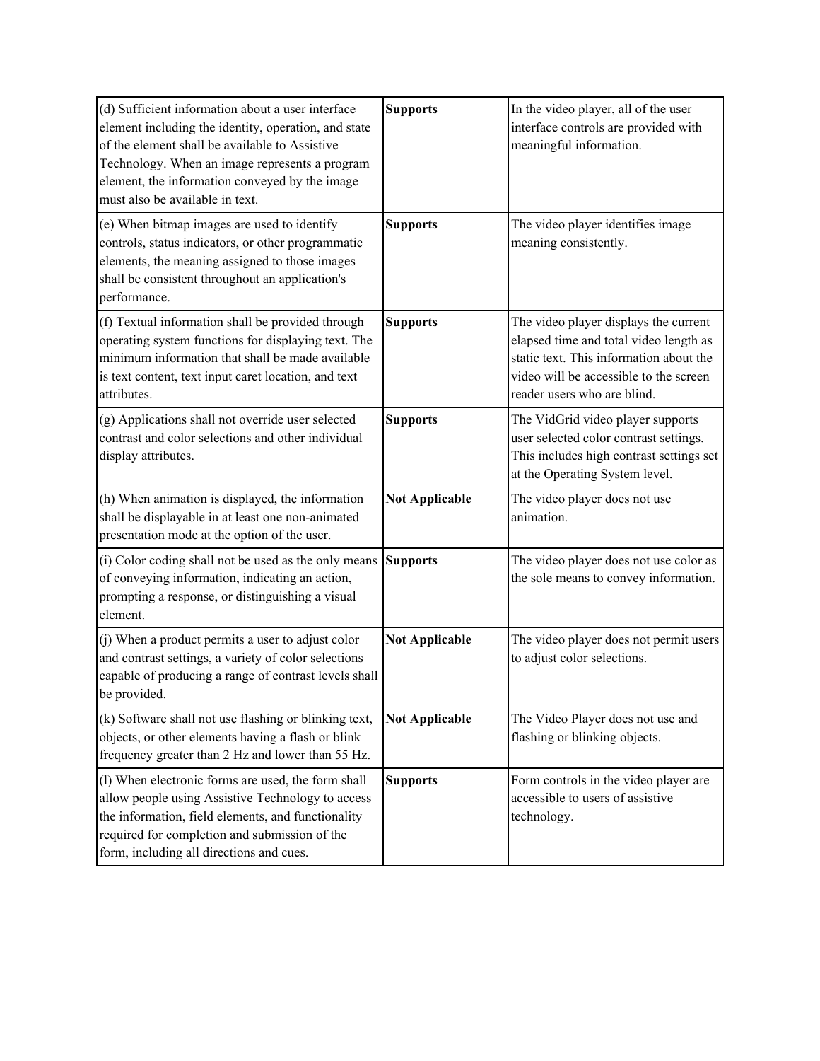| | | |
|---|---|---|
| (d) Sufficient information about a user interface element including the identity, operation, and state of the element shall be available to Assistive Technology. When an image represents a program element, the information conveyed by the image must also be available in text. | **Supports** | In the video player, all of the user interface controls are provided with meaningful information. |
| (e) When bitmap images are used to identify controls, status indicators, or other programmatic elements, the meaning assigned to those images shall be consistent throughout an application's performance. | **Supports** | The video player identifies image meaning consistently. |
| (f) Textual information shall be provided through operating system functions for displaying text. The minimum information that shall be made available is text content, text input caret location, and text attributes. | **Supports** | The video player displays the current elapsed time and total video length as static text. This information about the video will be accessible to the screen reader users who are blind. |
| (g) Applications shall not override user selected contrast and color selections and other individual display attributes. | **Supports** | The VidGrid video player supports user selected color contrast settings. This includes high contrast settings set at the Operating System level. |
| (h) When animation is displayed, the information shall be displayable in at least one non-animated presentation mode at the option of the user. | **Not Applicable** | The video player does not use animation. |
| (i) Color coding shall not be used as the only means of conveying information, indicating an action, prompting a response, or distinguishing a visual element. | **Supports** | The video player does not use color as the sole means to convey information. |
| (j) When a product permits a user to adjust color and contrast settings, a variety of color selections capable of producing a range of contrast levels shall be provided. | **Not Applicable** | The video player does not permit users to adjust color selections. |
| (k) Software shall not use flashing or blinking text, objects, or other elements having a flash or blink frequency greater than 2 Hz and lower than 55 Hz. | **Not Applicable** | The Video Player does not use and flashing or blinking objects. |
| (l) When electronic forms are used, the form shall allow people using Assistive Technology to access the information, field elements, and functionality required for completion and submission of the form, including all directions and cues. | **Supports** | Form controls in the video player are accessible to users of assistive technology. |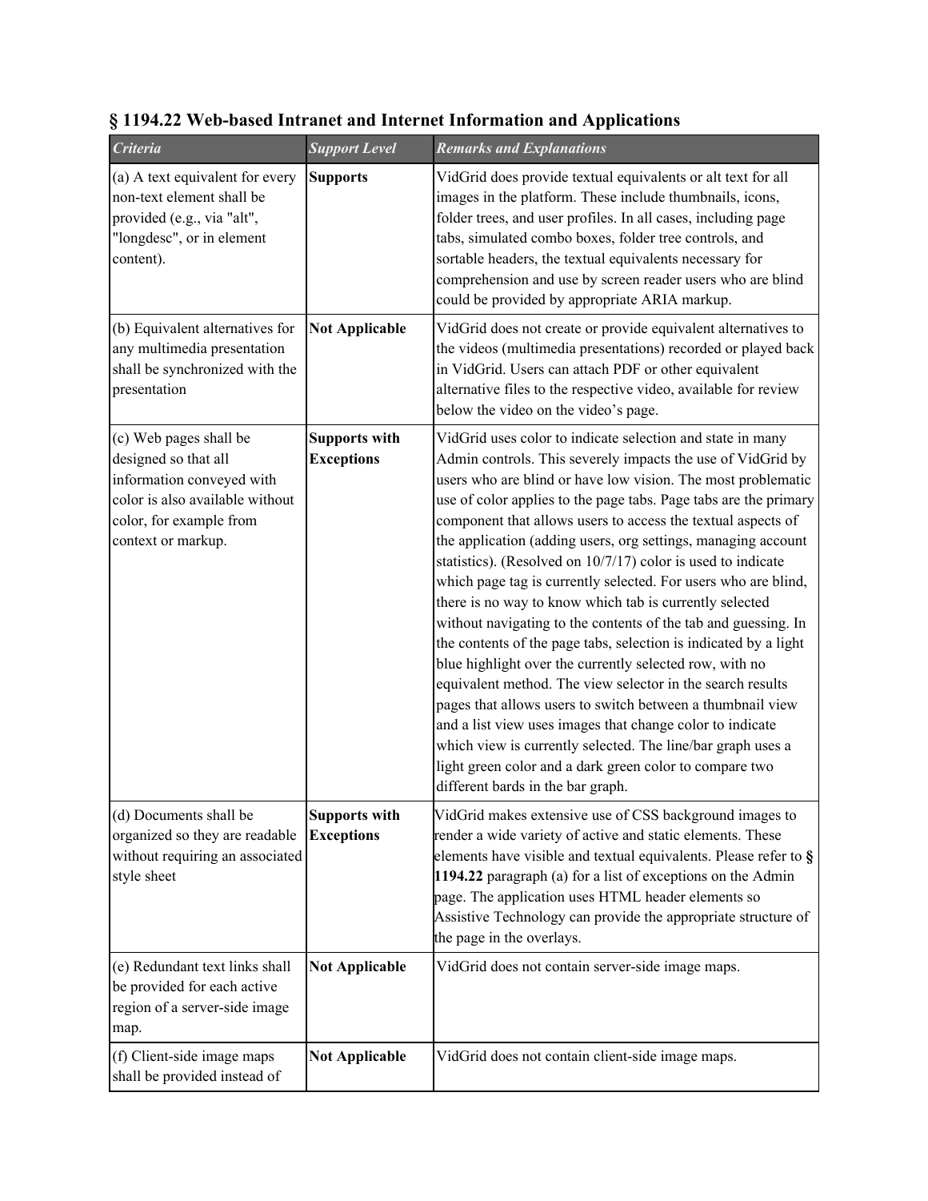## § 1194.22 Web-based Intranet and Internet Information and Applications

| *Criteria* | *Support Level* | *Remarks and Explanations* |
|---|---|---|
| (a) A text equivalent for every non-text element shall be provided (e.g., via "alt", "longdesc", or in element content). | **Supports** | VidGrid does provide textual equivalents or alt text for all images in the platform. These include thumbnails, icons, folder trees, and user profiles. In all cases, including page tabs, simulated combo boxes, folder tree controls, and sortable headers, the textual equivalents necessary for comprehension and use by screen reader users who are blind could be provided by appropriate ARIA markup. |
| (b) Equivalent alternatives for any multimedia presentation shall be synchronized with the presentation | **Not Applicable** | VidGrid does not create or provide equivalent alternatives to the videos (multimedia presentations) recorded or played back in VidGrid. Users can attach PDF or other equivalent alternative files to the respective video, available for review below the video on the video's page. |
| (c) Web pages shall be designed so that all information conveyed with color is also available without color, for example from context or markup. | **Supports with Exceptions** | VidGrid uses color to indicate selection and state in many Admin controls. This severely impacts the use of VidGrid by users who are blind or have low vision. The most problematic use of color applies to the page tabs. Page tabs are the primary component that allows users to access the textual aspects of the application (adding users, org settings, managing account statistics). (Resolved on 10/7/17) color is used to indicate which page tag is currently selected. For users who are blind, there is no way to know which tab is currently selected without navigating to the contents of the tab and guessing. In the contents of the page tabs, selection is indicated by a light blue highlight over the currently selected row, with no equivalent method. The view selector in the search results pages that allows users to switch between a thumbnail view and a list view uses images that change color to indicate which view is currently selected. The line/bar graph uses a light green color and a dark green color to compare two different bards in the bar graph. |
| (d) Documents shall be organized so they are readable without requiring an associated style sheet | **Supports with Exceptions** | VidGrid makes extensive use of CSS background images to render a wide variety of active and static elements. These elements have visible and textual equivalents. Please refer to **§ 1194.22** paragraph (a) for a list of exceptions on the Admin page. The application uses HTML header elements so Assistive Technology can provide the appropriate structure of the page in the overlays. |
| (e) Redundant text links shall be provided for each active region of a server-side image map. | **Not Applicable** | VidGrid does not contain server-side image maps. |
| (f) Client-side image maps shall be provided instead of | **Not Applicable** | VidGrid does not contain client-side image maps. |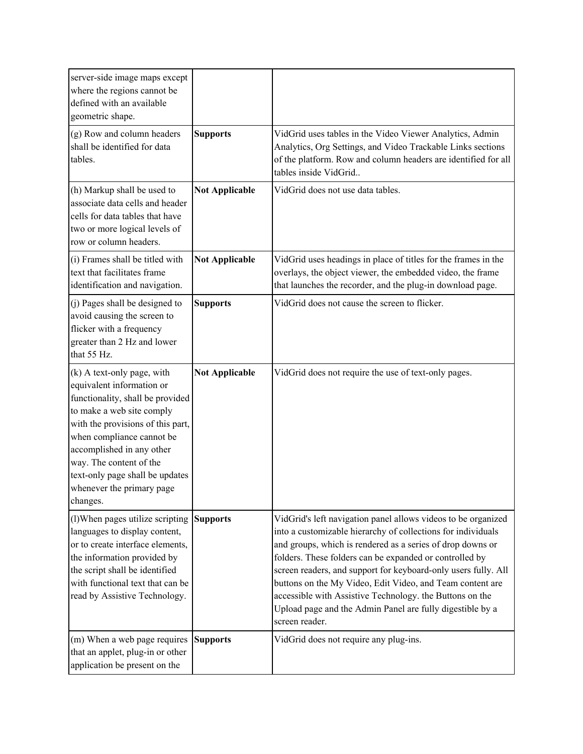| | | |
|---|---|---|
| server-side image maps except where the regions cannot be defined with an available geometric shape. | | |
| (g) Row and column headers shall be identified for data tables. | **Supports** | VidGrid uses tables in the Video Viewer Analytics, Admin Analytics, Org Settings, and Video Trackable Links sections of the platform. Row and column headers are identified for all tables inside VidGrid.. |
| (h) Markup shall be used to associate data cells and header cells for data tables that have two or more logical levels of row or column headers. | **Not Applicable** | VidGrid does not use data tables. |
| (i) Frames shall be titled with text that facilitates frame identification and navigation. | **Not Applicable** | VidGrid uses headings in place of titles for the frames in the overlays, the object viewer, the embedded video, the frame that launches the recorder, and the plug-in download page. |
| (j) Pages shall be designed to avoid causing the screen to flicker with a frequency greater than 2 Hz and lower that 55 Hz. | **Supports** | VidGrid does not cause the screen to flicker. |
| (k) A text-only page, with equivalent information or functionality, shall be provided to make a web site comply with the provisions of this part, when compliance cannot be accomplished in any other way. The content of the text-only page shall be updates whenever the primary page changes. | **Not Applicable** | VidGrid does not require the use of text-only pages. |
| (l)When pages utilize scripting languages to display content, or to create interface elements, the information provided by the script shall be identified with functional text that can be read by Assistive Technology. | **Supports** | VidGrid's left navigation panel allows videos to be organized into a customizable hierarchy of collections for individuals and groups, which is rendered as a series of drop downs or folders. These folders can be expanded or controlled by screen readers, and support for keyboard-only users fully. All buttons on the My Video, Edit Video, and Team content are accessible with Assistive Technology. the Buttons on the Upload page and the Admin Panel are fully digestible by a screen reader. |
| (m) When a web page requires that an applet, plug-in or other application be present on the | **Supports** | VidGrid does not require any plug-ins. |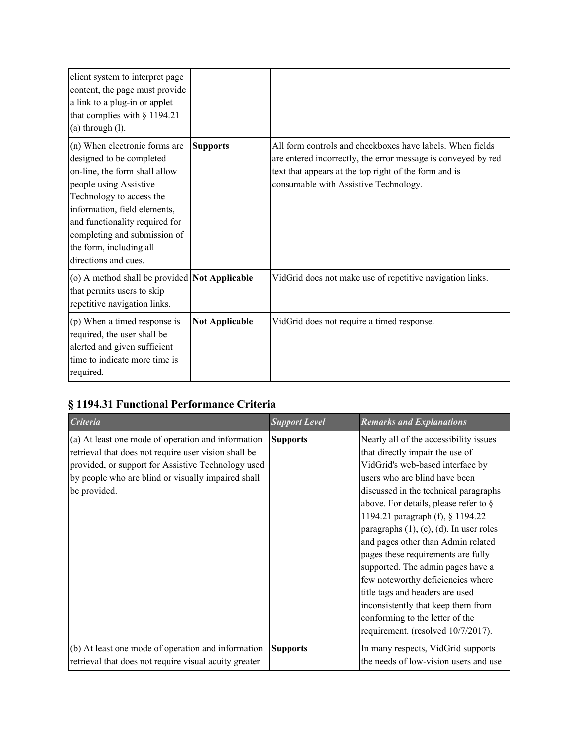| | | |
|---|---|---|
| client system to interpret page content, the page must provide a link to a plug-in or applet that complies with § 1194.21 (a) through (l). | | |
| (n) When electronic forms are designed to be completed on-line, the form shall allow people using Assistive Technology to access the information, field elements, and functionality required for completing and submission of the form, including all directions and cues. | **Supports** | All form controls and checkboxes have labels. When fields are entered incorrectly, the error message is conveyed by red text that appears at the top right of the form and is consumable with Assistive Technology. |
| (o) A method shall be provided that permits users to skip repetitive navigation links. | **Not Applicable** | VidGrid does not make use of repetitive navigation links. |
| (p) When a timed response is required, the user shall be alerted and given sufficient time to indicate more time is required. | **Not Applicable** | VidGrid does not require a timed response. |

## § 1194.31 Functional Performance Criteria

| *Criteria* | *Support Level* | *Remarks and Explanations* |
|---|---|---|
| (a) At least one mode of operation and information retrieval that does not require user vision shall be provided, or support for Assistive Technology used by people who are blind or visually impaired shall be provided. | **Supports** | Nearly all of the accessibility issues that directly impair the use of VidGrid's web-based interface by users who are blind have been discussed in the technical paragraphs above. For details, please refer to § 1194.21 paragraph (f), § 1194.22 paragraphs (1), (c), (d). In user roles and pages other than Admin related pages these requirements are fully supported. The admin pages have a few noteworthy deficiencies where title tags and headers are used inconsistently that keep them from conforming to the letter of the requirement. (resolved 10/7/2017). |
| (b) At least one mode of operation and information retrieval that does not require visual acuity greater | **Supports** | In many respects, VidGrid supports the needs of low-vision users and use |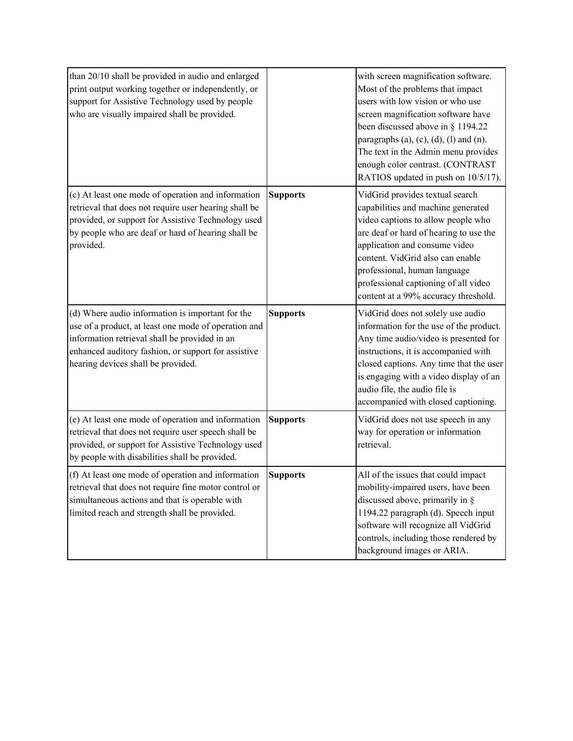| | | |
|---|---|---|
| than 20/10 shall be provided in audio and enlarged print output working together or independently, or support for Assistive Technology used by people who are visually impaired shall be provided. | | with screen magnification software. Most of the problems that impact users with low vision or who use screen magnification software have been discussed above in § 1194.22 paragraphs (a), (c), (d), (l) and (n). The text in the Admin menu provides enough color contrast. (CONTRAST RATIOS updated in push on 10/5/17). |
| (c) At least one mode of operation and information retrieval that does not require user hearing shall be provided, or support for Assistive Technology used by people who are deaf or hard of hearing shall be provided. | **Supports** | VidGrid provides textual search capabilities and machine generated video captions to allow people who are deaf or hard of hearing to use the application and consume video content. VidGrid also can enable professional, human language professional captioning of all video content at a 99% accuracy threshold. |
| (d) Where audio information is important for the use of a product, at least one mode of operation and information retrieval shall be provided in an enhanced auditory fashion, or support for assistive hearing devices shall be provided. | **Supports** | VidGrid does not solely use audio information for the use of the product. Any time audio/video is presented for instructions, it is accompanied with closed captions. Any time that the user is engaging with a video display of an audio file, the audio file is accompanied with closed captioning. |
| (e) At least one mode of operation and information retrieval that does not require user speech shall be provided, or support for Assistive Technology used by people with disabilities shall be provided. | **Supports** | VidGrid does not use speech in any way for operation or information retrieval. |
| (f) At least one mode of operation and information retrieval that does not require fine motor control or simultaneous actions and that is operable with limited reach and strength shall be provided. | **Supports** | All of the issues that could impact mobility-impaired users, have been discussed above, primarily in § 1194.22 paragraph (d). Speech input software will recognize all VidGrid controls, including those rendered by background images or ARIA. |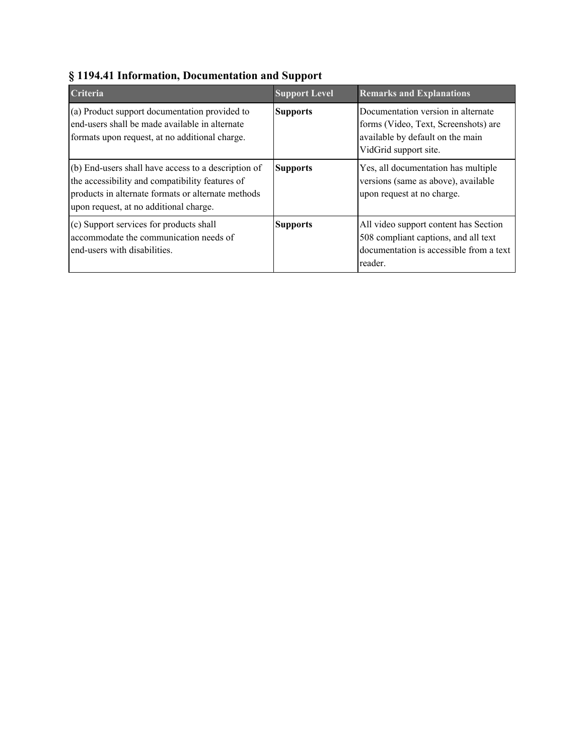## § 1194.41 Information, Documentation and Support

| Criteria | Support Level | Remarks and Explanations |
| --- | --- | --- |
| (a) Product support documentation provided to end-users shall be made available in alternate formats upon request, at no additional charge. | **Supports** | Documentation version in alternate forms (Video, Text, Screenshots) are available by default on the main VidGrid support site. |
| (b) End-users shall have access to a description of the accessibility and compatibility features of products in alternate formats or alternate methods upon request, at no additional charge. | **Supports** | Yes, all documentation has multiple versions (same as above), available upon request at no charge. |
| (c) Support services for products shall accommodate the communication needs of end-users with disabilities. | **Supports** | All video support content has Section 508 compliant captions, and all text documentation is accessible from a text reader. |